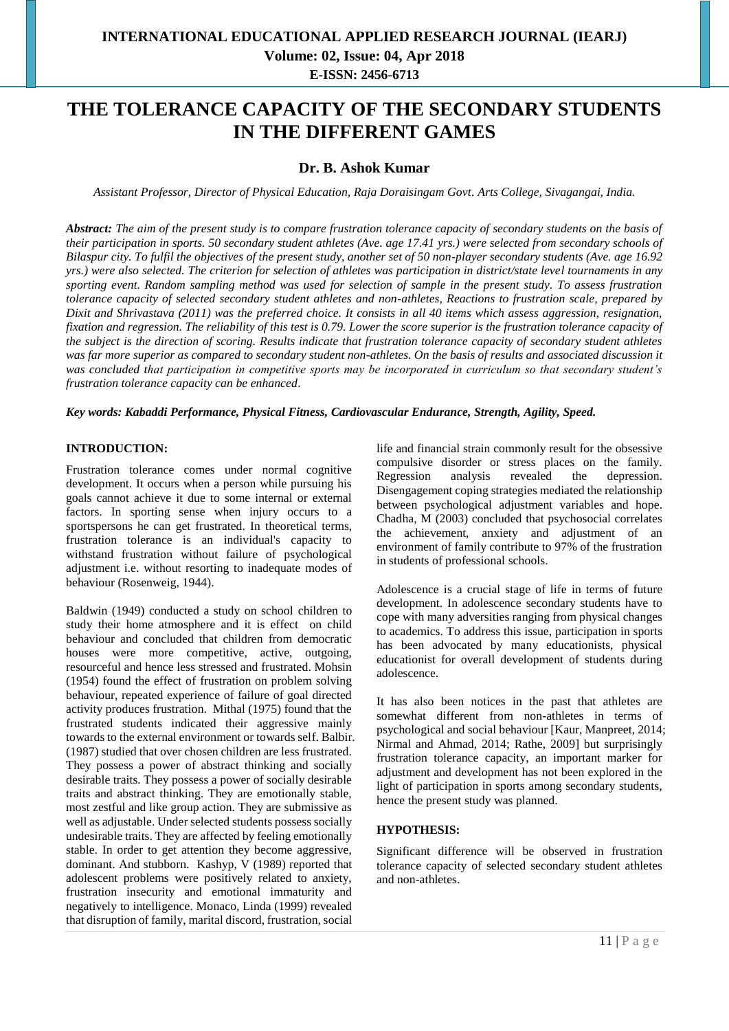# THE TOLERANCE CAPACITY OF THE SECONDARY STUDENTS IN THE DIFFERENT GAMES

**Dr. B. Ashok Kumar**

*Assistant Professor, Director of Physical Education, Raja Doraisingam Govt. Arts College, Sivagangai, India.*

***Abstract:*** *The aim of the present study is to compare frustration tolerance capacity of secondary students on the basis of their participation in sports. 50 secondary student athletes (Ave. age 17.41 yrs.) were selected from secondary schools of Bilaspur city. To fulfil the objectives of the present study, another set of 50 non-player secondary students (Ave. age 16.92 yrs.) were also selected. The criterion for selection of athletes was participation in district/state level tournaments in any sporting event. Random sampling method was used for selection of sample in the present study. To assess frustration tolerance capacity of selected secondary student athletes and non-athletes, Reactions to frustration scale, prepared by Dixit and Shrivastava (2011) was the preferred choice. It consists in all 40 items which assess aggression, resignation, fixation and regression. The reliability of this test is 0.79. Lower the score superior is the frustration tolerance capacity of the subject is the direction of scoring. Results indicate that frustration tolerance capacity of secondary student athletes was far more superior as compared to secondary student non-athletes. On the basis of results and associated discussion it was concluded that participation in competitive sports may be incorporated in curriculum so that secondary student's frustration tolerance capacity can be enhanced.*

***Key words: Kabaddi Performance, Physical Fitness, Cardiovascular Endurance, Strength, Agility, Speed.***

## INTRODUCTION:

Frustration tolerance comes under normal cognitive development. It occurs when a person while pursuing his goals cannot achieve it due to some internal or external factors. In sporting sense when injury occurs to a sportspersons he can get frustrated. In theoretical terms, frustration tolerance is an individual's capacity to withstand frustration without failure of psychological adjustment i.e. without resorting to inadequate modes of behaviour (Rosenweig, 1944).

Baldwin (1949) conducted a study on school children to study their home atmosphere and it is effect on child behaviour and concluded that children from democratic houses were more competitive, active, outgoing, resourceful and hence less stressed and frustrated. Mohsin (1954) found the effect of frustration on problem solving behaviour, repeated experience of failure of goal directed activity produces frustration. Mithal (1975) found that the frustrated students indicated their aggressive mainly towards to the external environment or towards self. Balbir. (1987) studied that over chosen children are less frustrated. They possess a power of abstract thinking and socially desirable traits. They possess a power of socially desirable traits and abstract thinking. They are emotionally stable, most zestful and like group action. They are submissive as well as adjustable. Under selected students possess socially undesirable traits. They are affected by feeling emotionally stable. In order to get attention they become aggressive, dominant. And stubborn. Kashyp, V (1989) reported that adolescent problems were positively related to anxiety, frustration insecurity and emotional immaturity and negatively to intelligence. Monaco, Linda (1999) revealed that disruption of family, marital discord, frustration, social life and financial strain commonly result for the obsessive compulsive disorder or stress places on the family. Regression analysis revealed the depression. Disengagement coping strategies mediated the relationship between psychological adjustment variables and hope. Chadha, M (2003) concluded that psychosocial correlates the achievement, anxiety and adjustment of an environment of family contribute to 97% of the frustration in students of professional schools.

Adolescence is a crucial stage of life in terms of future development. In adolescence secondary students have to cope with many adversities ranging from physical changes to academics. To address this issue, participation in sports has been advocated by many educationists, physical educationist for overall development of students during adolescence.

It has also been notices in the past that athletes are somewhat different from non-athletes in terms of psychological and social behaviour [Kaur, Manpreet, 2014; Nirmal and Ahmad, 2014; Rathe, 2009] but surprisingly frustration tolerance capacity, an important marker for adjustment and development has not been explored in the light of participation in sports among secondary students, hence the present study was planned.

## HYPOTHESIS:

Significant difference will be observed in frustration tolerance capacity of selected secondary student athletes and non-athletes.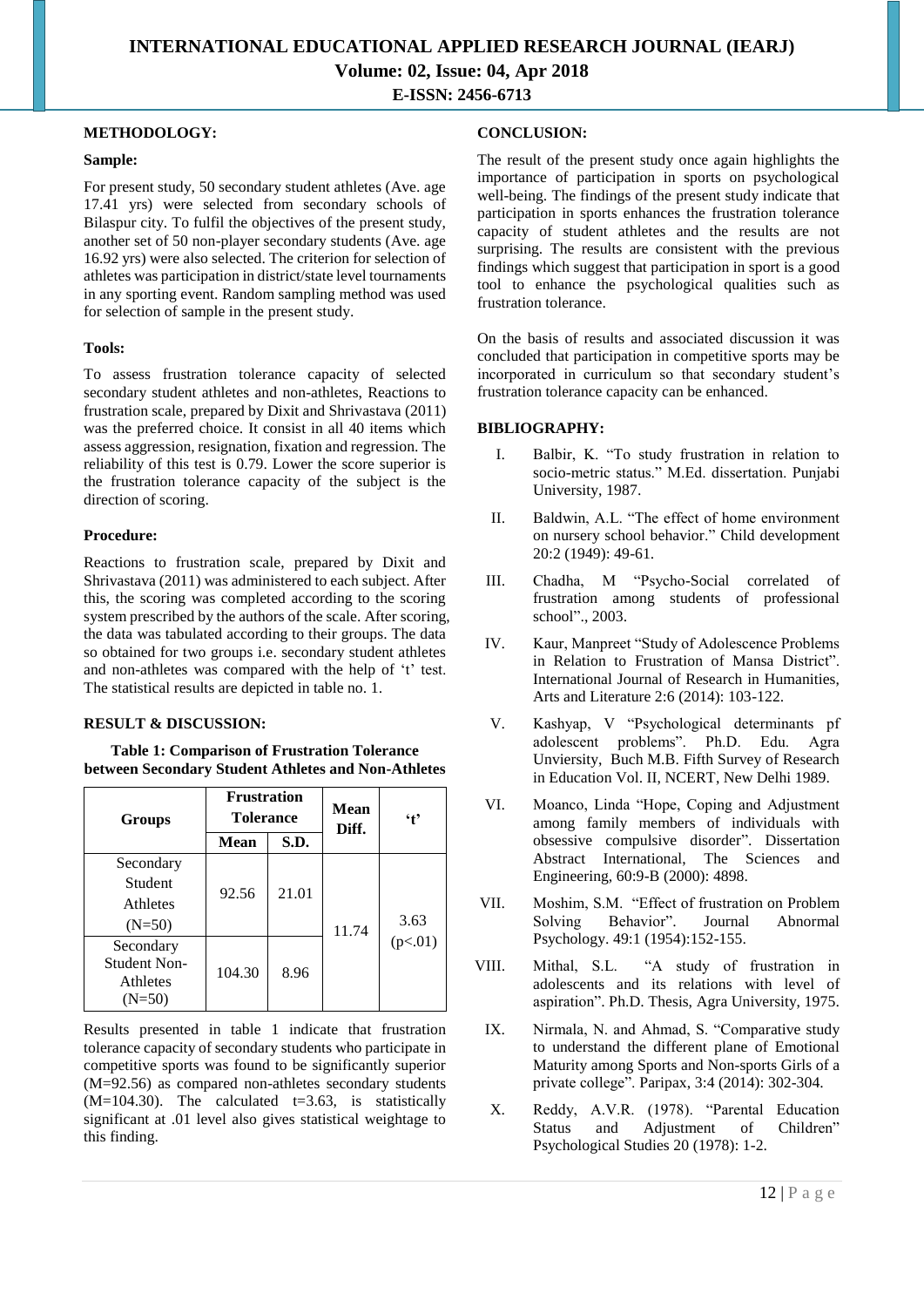## METHODOLOGY:

### Sample:

For present study, 50 secondary student athletes (Ave. age 17.41 yrs) were selected from secondary schools of Bilaspur city. To fulfil the objectives of the present study, another set of 50 non-player secondary students (Ave. age 16.92 yrs) were also selected. The criterion for selection of athletes was participation in district/state level tournaments in any sporting event. Random sampling method was used for selection of sample in the present study.

### Tools:

To assess frustration tolerance capacity of selected secondary student athletes and non-athletes, Reactions to frustration scale, prepared by Dixit and Shrivastava (2011) was the preferred choice. It consist in all 40 items which assess aggression, resignation, fixation and regression. The reliability of this test is 0.79. Lower the score superior is the frustration tolerance capacity of the subject is the direction of scoring.

### Procedure:

Reactions to frustration scale, prepared by Dixit and Shrivastava (2011) was administered to each subject. After this, the scoring was completed according to the scoring system prescribed by the authors of the scale. After scoring, the data was tabulated according to their groups. The data so obtained for two groups i.e. secondary student athletes and non-athletes was compared with the help of 't' test. The statistical results are depicted in table no. 1.

## RESULT & DISCUSSION:

**Table 1: Comparison of Frustration Tolerance between Secondary Student Athletes and Non-Athletes**

| Groups | Frustration Tolerance | | Mean Diff. | 't' |
|---|---|---|---|---|
| | Mean | S.D. | | |
| Secondary Student Athletes (N=50) | 92.56 | 21.01 | 11.74 | 3.63 ($p<.01$) |
| Secondary Student Non-Athletes (N=50) | 104.30 | 8.96 | | |

Results presented in table 1 indicate that frustration tolerance capacity of secondary students who participate in competitive sports was found to be significantly superior (M=92.56) as compared non-athletes secondary students (M=104.30). The calculated t=3.63, is statistically significant at .01 level also gives statistical weightage to this finding.

## CONCLUSION:

The result of the present study once again highlights the importance of participation in sports on psychological well-being. The findings of the present study indicate that participation in sports enhances the frustration tolerance capacity of student athletes and the results are not surprising. The results are consistent with the previous findings which suggest that participation in sport is a good tool to enhance the psychological qualities such as frustration tolerance.

On the basis of results and associated discussion it was concluded that participation in competitive sports may be incorporated in curriculum so that secondary student's frustration tolerance capacity can be enhanced.

## BIBLIOGRAPHY:

I. Balbir, K. "To study frustration in relation to socio-metric status." M.Ed. dissertation. Punjabi University, 1987.

II. Baldwin, A.L. "The effect of home environment on nursery school behavior." Child development 20:2 (1949): 49-61.

III. Chadha, M "Psycho-Social correlated of frustration among students of professional school"., 2003.

IV. Kaur, Manpreet "Study of Adolescence Problems in Relation to Frustration of Mansa District". International Journal of Research in Humanities, Arts and Literature 2:6 (2014): 103-122.

V. Kashyap, V "Psychological determinants pf adolescent problems". Ph.D. Edu. Agra Unviersity, Buch M.B. Fifth Survey of Research in Education Vol. II, NCERT, New Delhi 1989.

VI. Moanco, Linda "Hope, Coping and Adjustment among family members of individuals with obsessive compulsive disorder". Dissertation Abstract International, The Sciences and Engineering, 60:9-B (2000): 4898.

VII. Moshim, S.M. "Effect of frustration on Problem Solving Behavior". Journal Abnormal Psychology. 49:1 (1954):152-155.

VIII. Mithal, S.L. "A study of frustration in adolescents and its relations with level of aspiration". Ph.D. Thesis, Agra University, 1975.

IX. Nirmala, N. and Ahmad, S. "Comparative study to understand the different plane of Emotional Maturity among Sports and Non-sports Girls of a private college". Paripax, 3:4 (2014): 302-304.

X. Reddy, A.V.R. (1978). "Parental Education Status and Adjustment of Children" Psychological Studies 20 (1978): 1-2.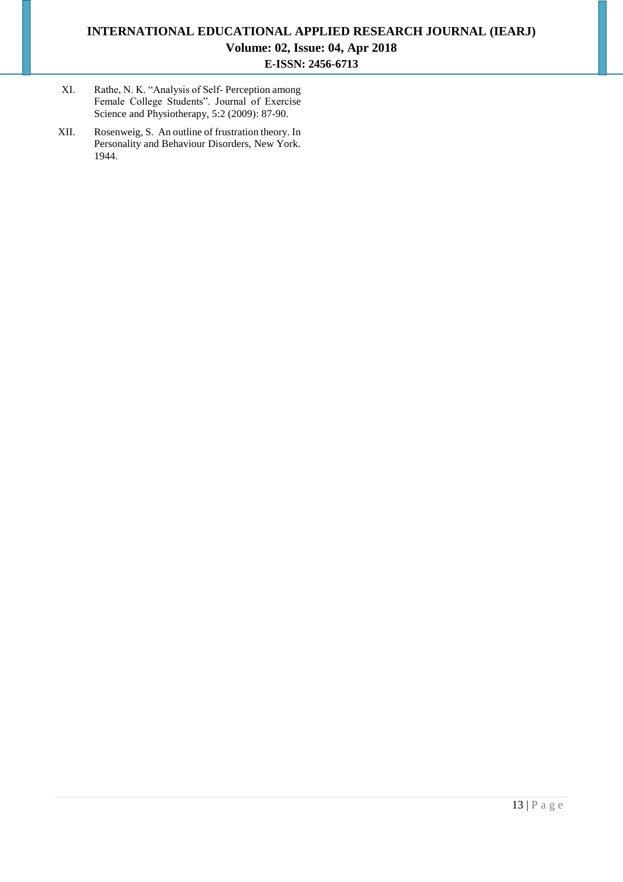XI. Rathe, N. K. "Analysis of Self- Perception among Female College Students". Journal of Exercise Science and Physiotherapy, 5:2 (2009): 87-90.

XII. Rosenweig, S. An outline of frustration theory. In Personality and Behaviour Disorders, New York. 1944.